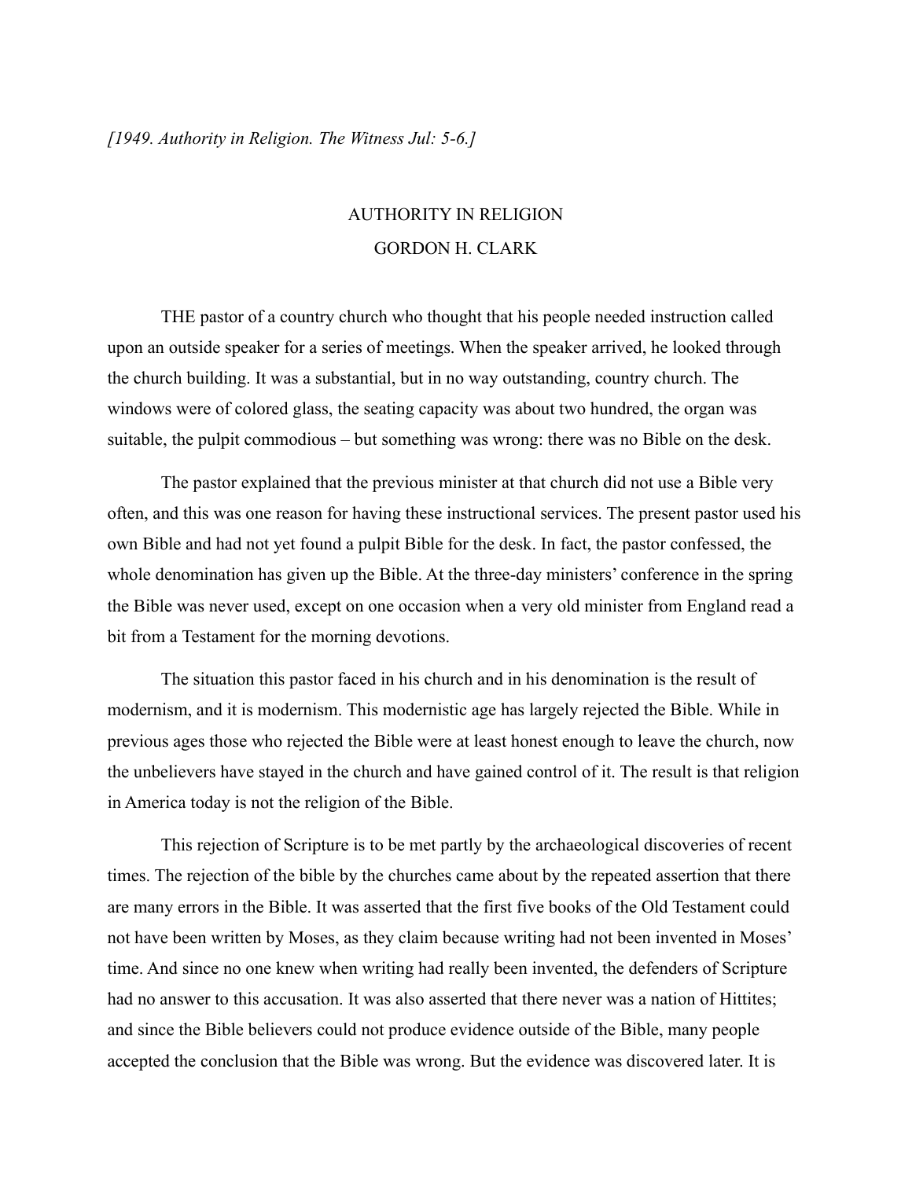*[1949. Authority in Religion. The Witness Jul: 5-6.]*

# AUTHORITY IN RELIGION

## GORDON H. CLARK

THE pastor of a country church who thought that his people needed instruction called upon an outside speaker for a series of meetings. When the speaker arrived, he looked through the church building. It was a substantial, but in no way outstanding, country church. The windows were of colored glass, the seating capacity was about two hundred, the organ was suitable, the pulpit commodious – but something was wrong: there was no Bible on the desk.

The pastor explained that the previous minister at that church did not use a Bible very often, and this was one reason for having these instructional services. The present pastor used his own Bible and had not yet found a pulpit Bible for the desk. In fact, the pastor confessed, the whole denomination has given up the Bible. At the three-day ministers' conference in the spring the Bible was never used, except on one occasion when a very old minister from England read a bit from a Testament for the morning devotions.

The situation this pastor faced in his church and in his denomination is the result of modernism, and it is modernism. This modernistic age has largely rejected the Bible. While in previous ages those who rejected the Bible were at least honest enough to leave the church, now the unbelievers have stayed in the church and have gained control of it. The result is that religion in America today is not the religion of the Bible.

This rejection of Scripture is to be met partly by the archaeological discoveries of recent times. The rejection of the bible by the churches came about by the repeated assertion that there are many errors in the Bible. It was asserted that the first five books of the Old Testament could not have been written by Moses, as they claim because writing had not been invented in Moses' time. And since no one knew when writing had really been invented, the defenders of Scripture had no answer to this accusation. It was also asserted that there never was a nation of Hittites; and since the Bible believers could not produce evidence outside of the Bible, many people accepted the conclusion that the Bible was wrong. But the evidence was discovered later. It is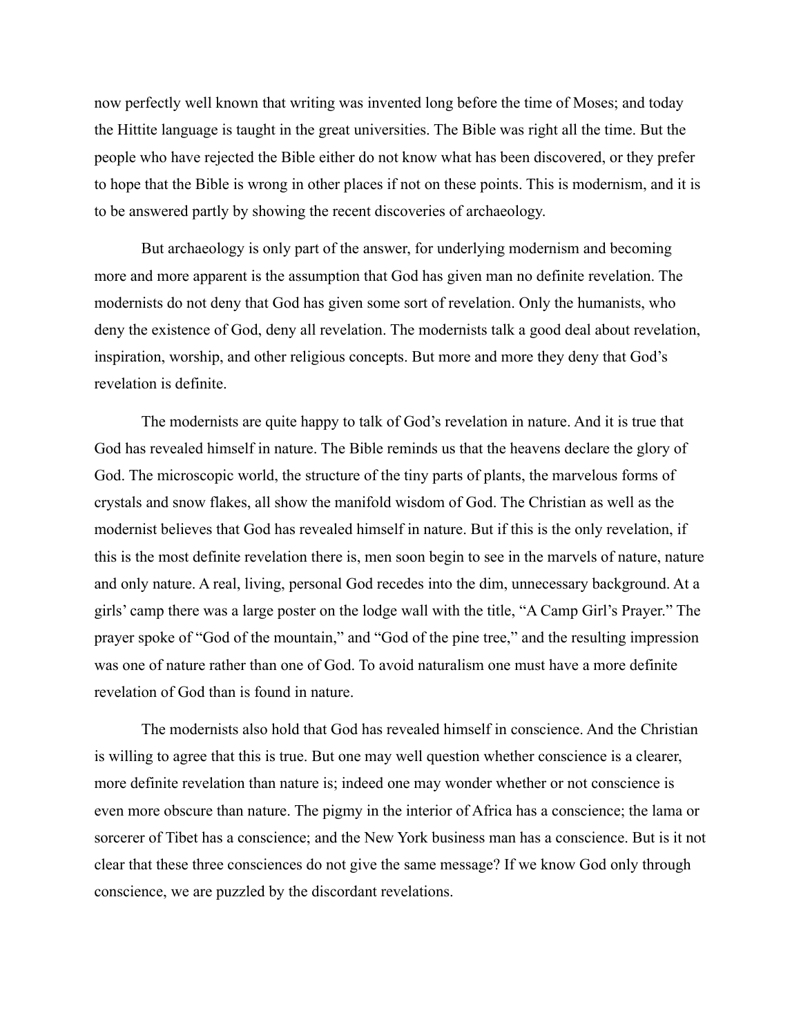now perfectly well known that writing was invented long before the time of Moses; and today the Hittite language is taught in the great universities. The Bible was right all the time. But the people who have rejected the Bible either do not know what has been discovered, or they prefer to hope that the Bible is wrong in other places if not on these points. This is modernism, and it is to be answered partly by showing the recent discoveries of archaeology.

But archaeology is only part of the answer, for underlying modernism and becoming more and more apparent is the assumption that God has given man no definite revelation. The modernists do not deny that God has given some sort of revelation. Only the humanists, who deny the existence of God, deny all revelation. The modernists talk a good deal about revelation, inspiration, worship, and other religious concepts. But more and more they deny that God's revelation is definite.

The modernists are quite happy to talk of God's revelation in nature. And it is true that God has revealed himself in nature. The Bible reminds us that the heavens declare the glory of God. The microscopic world, the structure of the tiny parts of plants, the marvelous forms of crystals and snow flakes, all show the manifold wisdom of God. The Christian as well as the modernist believes that God has revealed himself in nature. But if this is the only revelation, if this is the most definite revelation there is, men soon begin to see in the marvels of nature, nature and only nature. A real, living, personal God recedes into the dim, unnecessary background. At a girls' camp there was a large poster on the lodge wall with the title, "A Camp Girl's Prayer." The prayer spoke of "God of the mountain," and "God of the pine tree," and the resulting impression was one of nature rather than one of God. To avoid naturalism one must have a more definite revelation of God than is found in nature.

The modernists also hold that God has revealed himself in conscience. And the Christian is willing to agree that this is true. But one may well question whether conscience is a clearer, more definite revelation than nature is; indeed one may wonder whether or not conscience is even more obscure than nature. The pigmy in the interior of Africa has a conscience; the lama or sorcerer of Tibet has a conscience; and the New York business man has a conscience. But is it not clear that these three consciences do not give the same message? If we know God only through conscience, we are puzzled by the discordant revelations.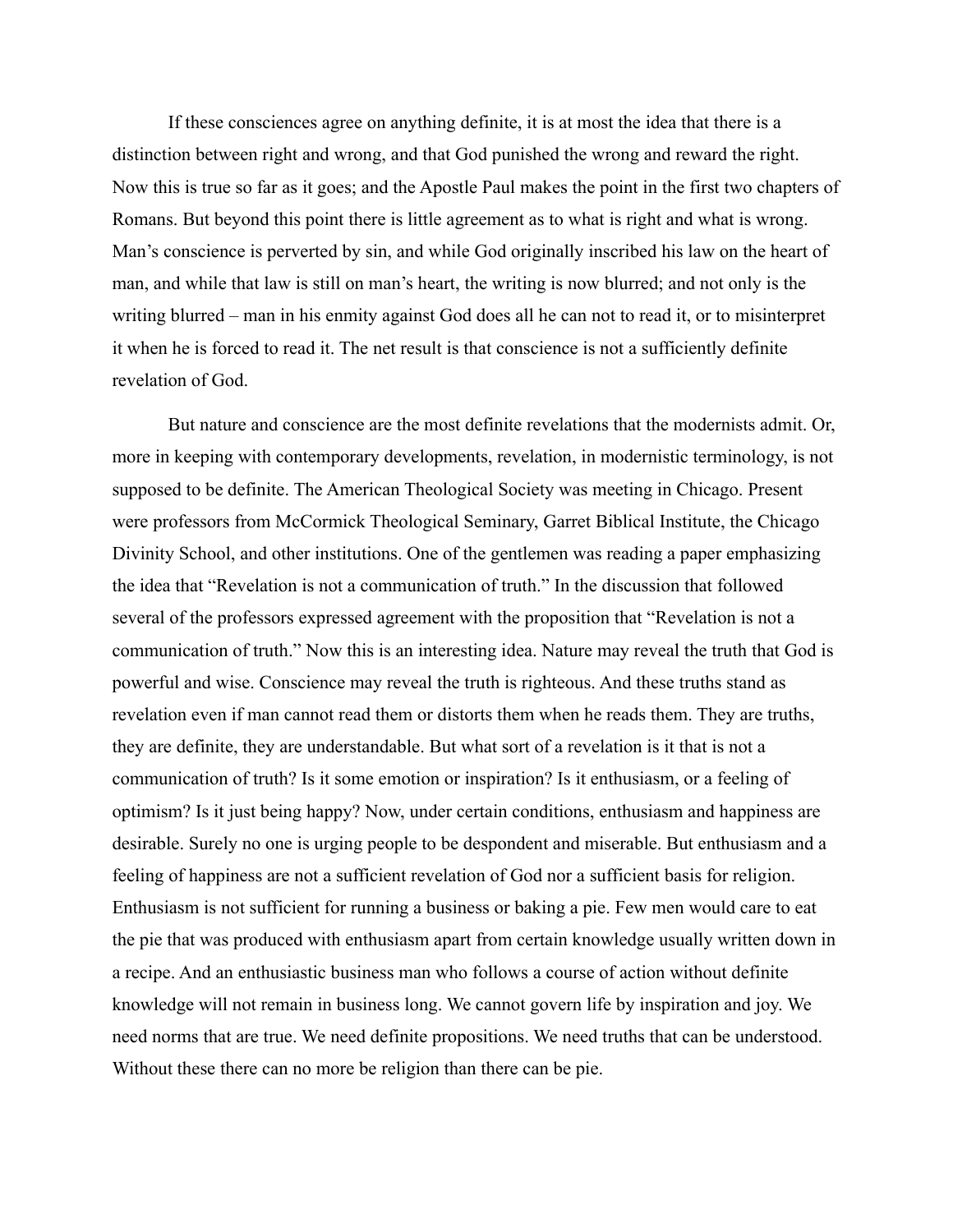If these consciences agree on anything definite, it is at most the idea that there is a distinction between right and wrong, and that God punished the wrong and reward the right. Now this is true so far as it goes; and the Apostle Paul makes the point in the first two chapters of Romans. But beyond this point there is little agreement as to what is right and what is wrong. Man's conscience is perverted by sin, and while God originally inscribed his law on the heart of man, and while that law is still on man's heart, the writing is now blurred; and not only is the writing blurred – man in his enmity against God does all he can not to read it, or to misinterpret it when he is forced to read it. The net result is that conscience is not a sufficiently definite revelation of God.

But nature and conscience are the most definite revelations that the modernists admit. Or, more in keeping with contemporary developments, revelation, in modernistic terminology, is not supposed to be definite. The American Theological Society was meeting in Chicago. Present were professors from McCormick Theological Seminary, Garret Biblical Institute, the Chicago Divinity School, and other institutions. One of the gentlemen was reading a paper emphasizing the idea that "Revelation is not a communication of truth." In the discussion that followed several of the professors expressed agreement with the proposition that "Revelation is not a communication of truth." Now this is an interesting idea. Nature may reveal the truth that God is powerful and wise. Conscience may reveal the truth is righteous. And these truths stand as revelation even if man cannot read them or distorts them when he reads them. They are truths, they are definite, they are understandable. But what sort of a revelation is it that is not a communication of truth? Is it some emotion or inspiration? Is it enthusiasm, or a feeling of optimism? Is it just being happy? Now, under certain conditions, enthusiasm and happiness are desirable. Surely no one is urging people to be despondent and miserable. But enthusiasm and a feeling of happiness are not a sufficient revelation of God nor a sufficient basis for religion. Enthusiasm is not sufficient for running a business or baking a pie. Few men would care to eat the pie that was produced with enthusiasm apart from certain knowledge usually written down in a recipe. And an enthusiastic business man who follows a course of action without definite knowledge will not remain in business long. We cannot govern life by inspiration and joy. We need norms that are true. We need definite propositions. We need truths that can be understood. Without these there can no more be religion than there can be pie.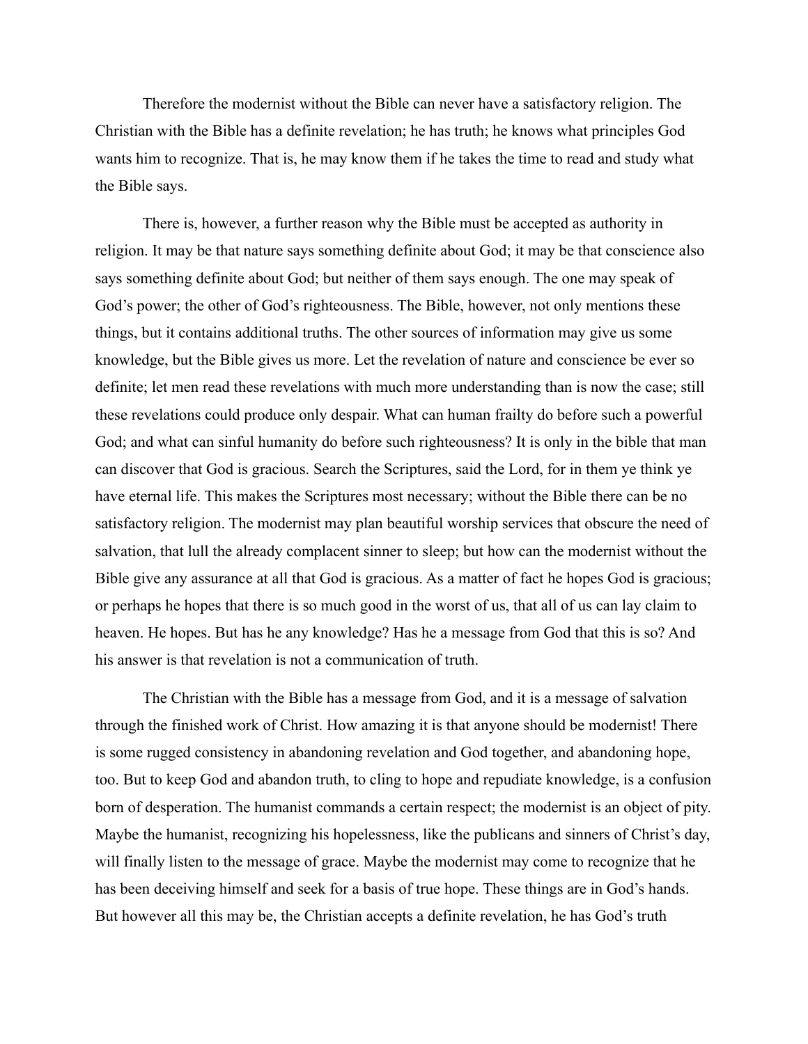Therefore the modernist without the Bible can never have a satisfactory religion. The Christian with the Bible has a definite revelation; he has truth; he knows what principles God wants him to recognize. That is, he may know them if he takes the time to read and study what the Bible says.

There is, however, a further reason why the Bible must be accepted as authority in religion. It may be that nature says something definite about God; it may be that conscience also says something definite about God; but neither of them says enough. The one may speak of God's power; the other of God's righteousness. The Bible, however, not only mentions these things, but it contains additional truths. The other sources of information may give us some knowledge, but the Bible gives us more. Let the revelation of nature and conscience be ever so definite; let men read these revelations with much more understanding than is now the case; still these revelations could produce only despair. What can human frailty do before such a powerful God; and what can sinful humanity do before such righteousness? It is only in the bible that man can discover that God is gracious. Search the Scriptures, said the Lord, for in them ye think ye have eternal life. This makes the Scriptures most necessary; without the Bible there can be no satisfactory religion. The modernist may plan beautiful worship services that obscure the need of salvation, that lull the already complacent sinner to sleep; but how can the modernist without the Bible give any assurance at all that God is gracious. As a matter of fact he hopes God is gracious; or perhaps he hopes that there is so much good in the worst of us, that all of us can lay claim to heaven. He hopes. But has he any knowledge? Has he a message from God that this is so? And his answer is that revelation is not a communication of truth.

The Christian with the Bible has a message from God, and it is a message of salvation through the finished work of Christ. How amazing it is that anyone should be modernist! There is some rugged consistency in abandoning revelation and God together, and abandoning hope, too. But to keep God and abandon truth, to cling to hope and repudiate knowledge, is a confusion born of desperation. The humanist commands a certain respect; the modernist is an object of pity. Maybe the humanist, recognizing his hopelessness, like the publicans and sinners of Christ's day, will finally listen to the message of grace. Maybe the modernist may come to recognize that he has been deceiving himself and seek for a basis of true hope. These things are in God's hands. But however all this may be, the Christian accepts a definite revelation, he has God's truth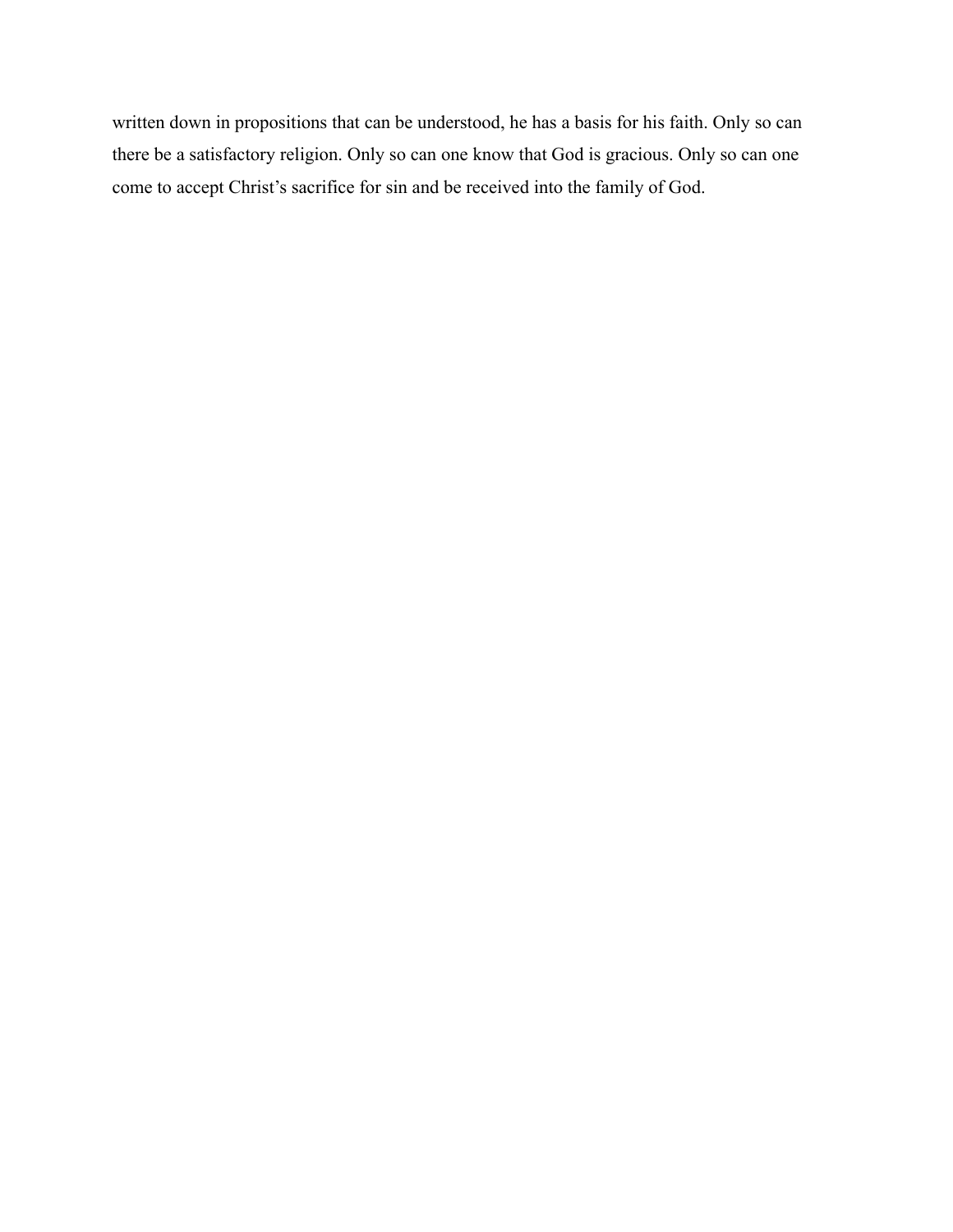written down in propositions that can be understood, he has a basis for his faith. Only so can there be a satisfactory religion. Only so can one know that God is gracious. Only so can one come to accept Christ's sacrifice for sin and be received into the family of God.